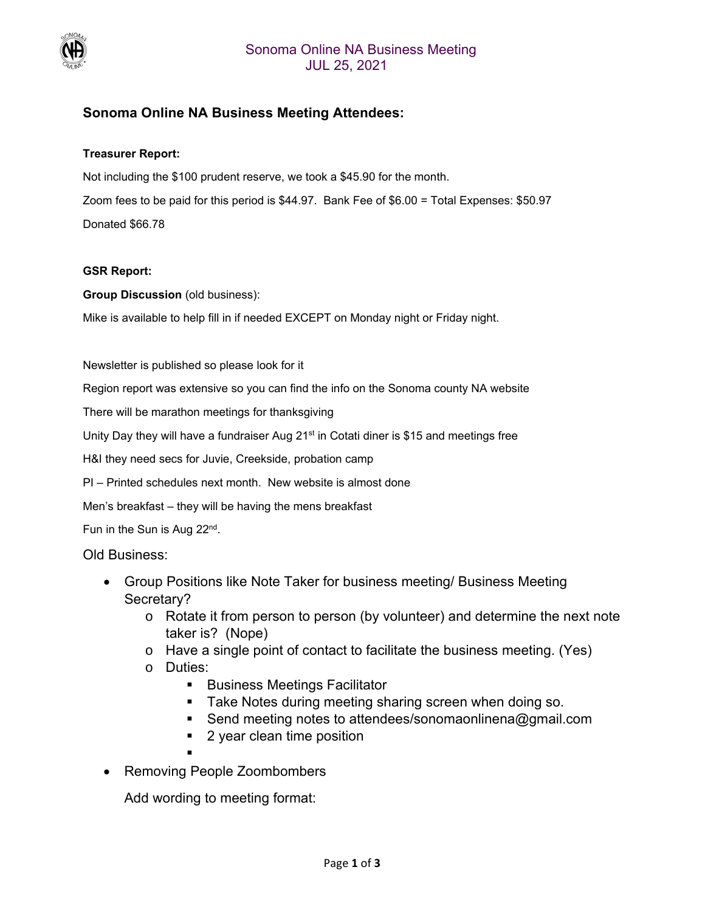# Sonoma Online NA Business Meeting
JUL 25, 2021

## Sonoma Online NA Business Meeting Attendees:

**Treasurer Report:**

Not including the $100 prudent reserve, we took a $45.90 for the month.

Zoom fees to be paid for this period is $44.97. Bank Fee of $6.00 = Total Expenses: $50.97

Donated $66.78

**GSR Report:**

**Group Discussion** (old business):

Mike is available to help fill in if needed EXCEPT on Monday night or Friday night.

Newsletter is published so please look for it

Region report was extensive so you can find the info on the Sonoma county NA website

There will be marathon meetings for thanksgiving

Unity Day they will have a fundraiser Aug 21st in Cotati diner is $15 and meetings free

H&I they need secs for Juvie, Creekside, probation camp

PI – Printed schedules next month. New website is almost done

Men's breakfast – they will be having the mens breakfast

Fun in the Sun is Aug 22nd.

Old Business:

- Group Positions like Note Taker for business meeting/ Business Meeting Secretary?
  - Rotate it from person to person (by volunteer) and determine the next note taker is? (Nope)
  - Have a single point of contact to facilitate the business meeting. (Yes)
  - Duties:
    - Business Meetings Facilitator
    - Take Notes during meeting sharing screen when doing so.
    - Send meeting notes to attendees/sonomaonlinena@gmail.com
    - 2 year clean time position
    - 
- Removing People Zoombombers

  Add wording to meeting format: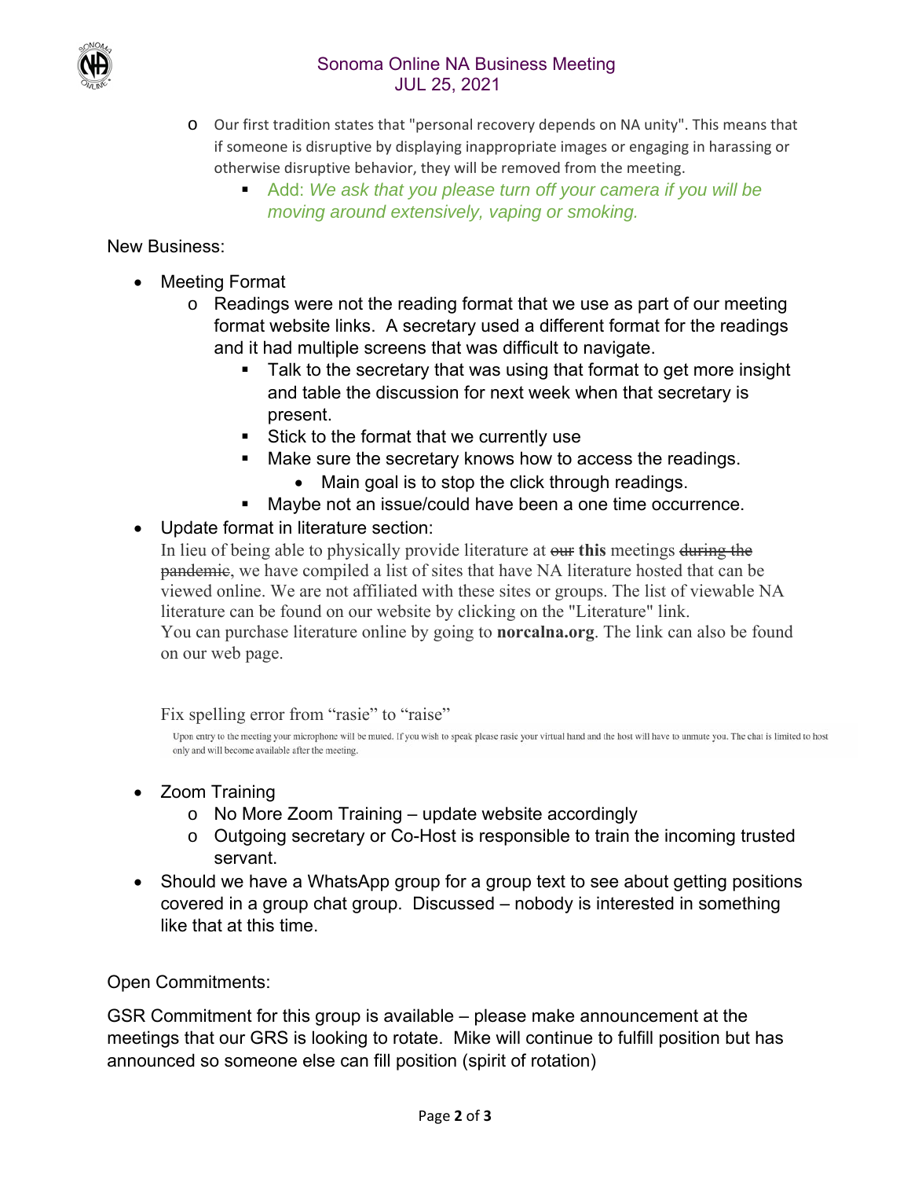- Our first tradition states that "personal recovery depends on NA unity". This means that if someone is disruptive by displaying inappropriate images or engaging in harassing or otherwise disruptive behavior, they will be removed from the meeting.
  - Add: *We ask that you please turn off your camera if you will be moving around extensively, vaping or smoking.*

New Business:

- Meeting Format
  - Readings were not the reading format that we use as part of our meeting format website links. A secretary used a different format for the readings and it had multiple screens that was difficult to navigate.
    - Talk to the secretary that was using that format to get more insight and table the discussion for next week when that secretary is present.
    - Stick to the format that we currently use
    - Make sure the secretary knows how to access the readings.
      - Main goal is to stop the click through readings.
    - Maybe not an issue/could have been a one time occurrence.
- Update format in literature section:
  In lieu of being able to physically provide literature at ~~our~~ **this** meetings ~~during the pandemic~~, we have compiled a list of sites that have NA literature hosted that can be viewed online. We are not affiliated with these sites or groups. The list of viewable NA literature can be found on our website by clicking on the "Literature" link.
  You can purchase literature online by going to **norcalna.org**. The link can also be found on our web page.

  Fix spelling error from "rasie" to "raise"

  Upon entry to the meeting your microphone will be muted. If you wish to speak please rasie your virtual hand and the host will have to unmute you. The chat is limited to host only and will become available after the meeting.

- Zoom Training
  - No More Zoom Training – update website accordingly
  - Outgoing secretary or Co-Host is responsible to train the incoming trusted servant.
- Should we have a WhatsApp group for a group text to see about getting positions covered in a group chat group. Discussed – nobody is interested in something like that at this time.

Open Commitments:

GSR Commitment for this group is available – please make announcement at the meetings that our GRS is looking to rotate. Mike will continue to fulfill position but has announced so someone else can fill position (spirit of rotation)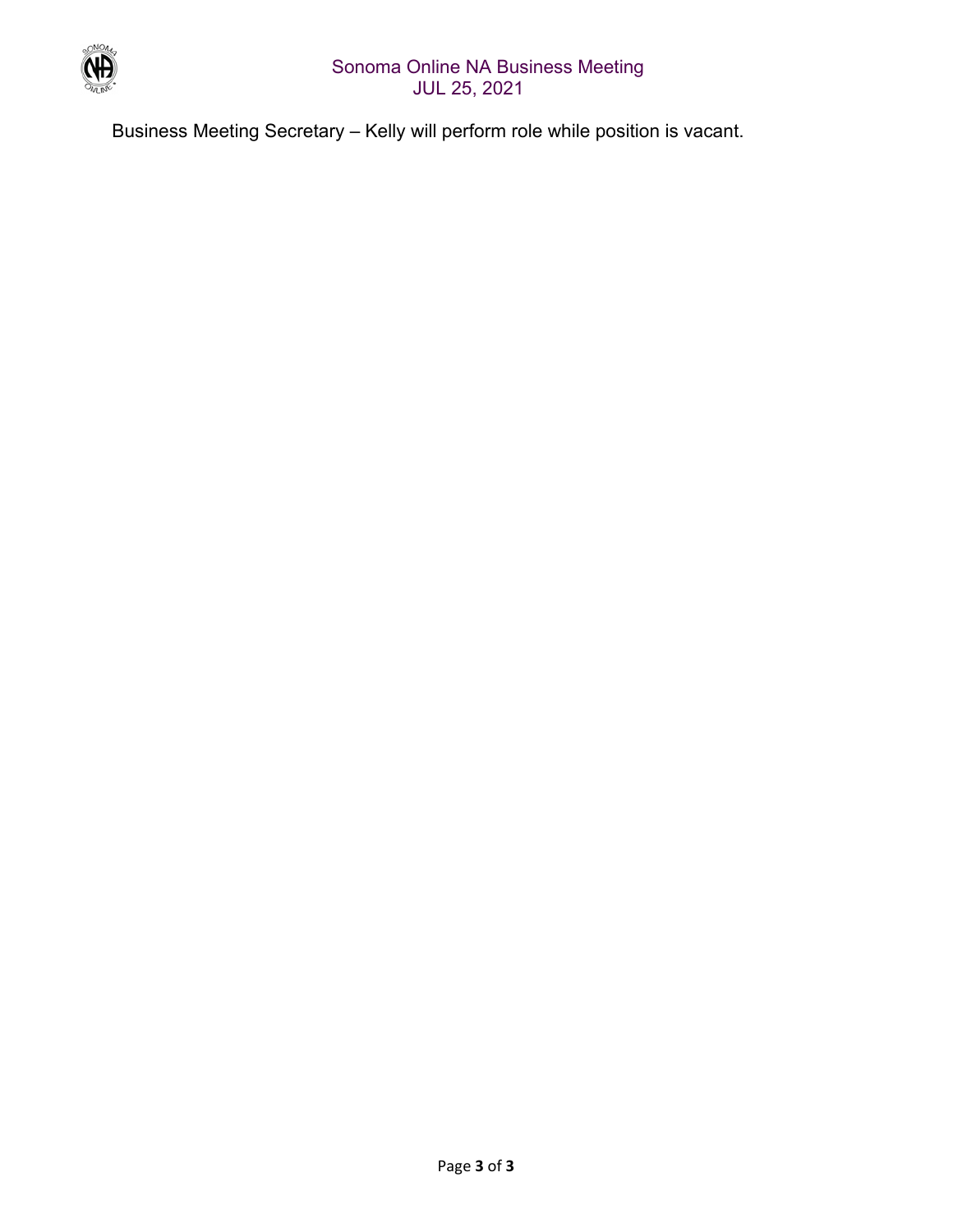Business Meeting Secretary – Kelly will perform role while position is vacant.